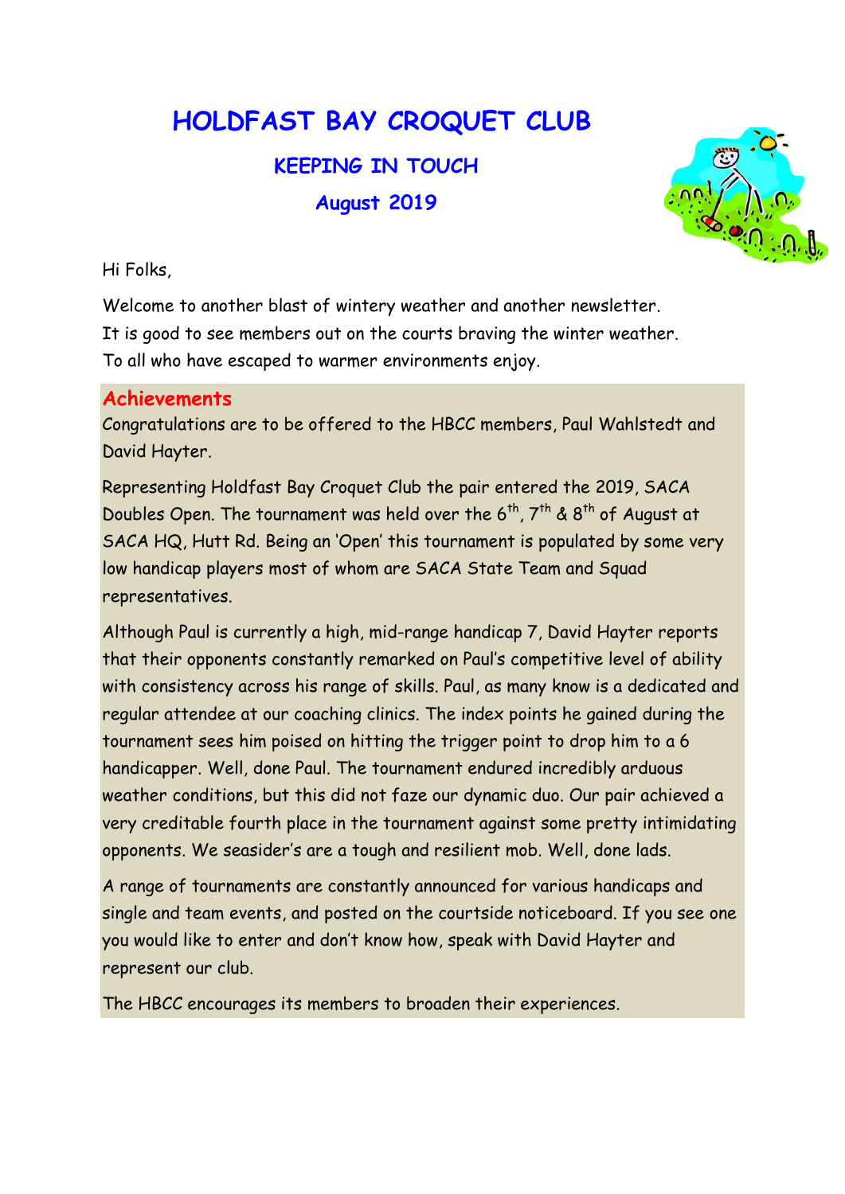# HOLDFAST BAY CROQUET CLUB

## KEEPING IN TOUCH

## August 2019

Hi Folks,

Welcome to another blast of wintery weather and another newsletter.
It is good to see members out on the courts braving the winter weather.
To all who have escaped to warmer environments enjoy.

### Achievements

Congratulations are to be offered to the HBCC members, Paul Wahlstedt and David Hayter.

Representing Holdfast Bay Croquet Club the pair entered the 2019, SACA Doubles Open. The tournament was held over the 6th, 7th & 8th of August at SACA HQ, Hutt Rd. Being an 'Open' this tournament is populated by some very low handicap players most of whom are SACA State Team and Squad representatives.

Although Paul is currently a high, mid-range handicap 7, David Hayter reports that their opponents constantly remarked on Paul's competitive level of ability with consistency across his range of skills. Paul, as many know is a dedicated and regular attendee at our coaching clinics. The index points he gained during the tournament sees him poised on hitting the trigger point to drop him to a 6 handicapper. Well, done Paul. The tournament endured incredibly arduous weather conditions, but this did not faze our dynamic duo. Our pair achieved a very creditable fourth place in the tournament against some pretty intimidating opponents. We seasider's are a tough and resilient mob. Well, done lads.

A range of tournaments are constantly announced for various handicaps and single and team events, and posted on the courtside noticeboard. If you see one you would like to enter and don't know how, speak with David Hayter and represent our club.

The HBCC encourages its members to broaden their experiences.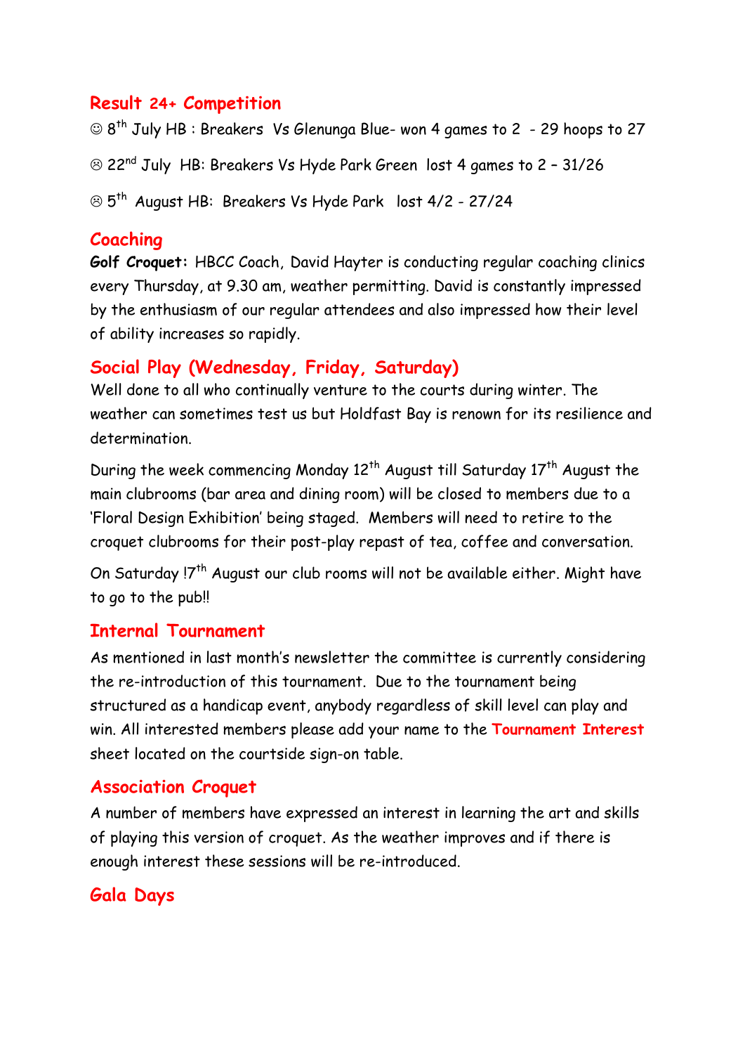## Result 24+ Competition

☺ 8th July HB : Breakers Vs Glenunga Blue- won 4 games to 2 - 29 hoops to 27

☹ 22nd July HB: Breakers Vs Hyde Park Green lost 4 games to 2 – 31/26

☹ 5th August HB: Breakers Vs Hyde Park lost 4/2 - 27/24

## Coaching

**Golf Croquet:** HBCC Coach, David Hayter is conducting regular coaching clinics every Thursday, at 9.30 am, weather permitting. David is constantly impressed by the enthusiasm of our regular attendees and also impressed how their level of ability increases so rapidly.

## Social Play (Wednesday, Friday, Saturday)

Well done to all who continually venture to the courts during winter. The weather can sometimes test us but Holdfast Bay is renown for its resilience and determination.

During the week commencing Monday 12th August till Saturday 17th August the main clubrooms (bar area and dining room) will be closed to members due to a 'Floral Design Exhibition' being staged. Members will need to retire to the croquet clubrooms for their post-play repast of tea, coffee and conversation.

On Saturday !7th August our club rooms will not be available either. Might have to go to the pub!!

## Internal Tournament

As mentioned in last month's newsletter the committee is currently considering the re-introduction of this tournament. Due to the tournament being structured as a handicap event, anybody regardless of skill level can play and win. All interested members please add your name to the **Tournament Interest** sheet located on the courtside sign-on table.

## Association Croquet

A number of members have expressed an interest in learning the art and skills of playing this version of croquet. As the weather improves and if there is enough interest these sessions will be re-introduced.

## Gala Days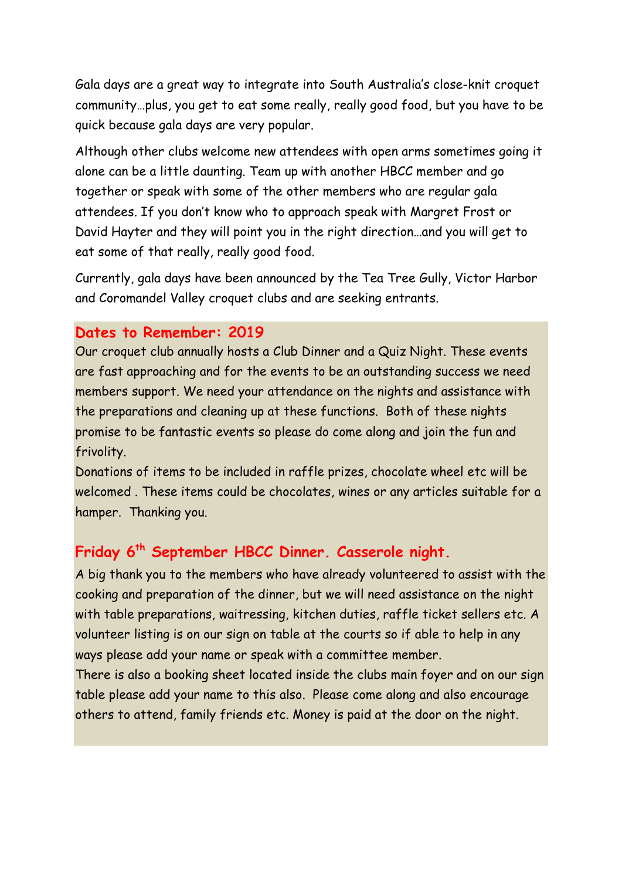Gala days are a great way to integrate into South Australia's close-knit croquet community…plus, you get to eat some really, really good food, but you have to be quick because gala days are very popular.

Although other clubs welcome new attendees with open arms sometimes going it alone can be a little daunting. Team up with another HBCC member and go together or speak with some of the other members who are regular gala attendees. If you don't know who to approach speak with Margret Frost or David Hayter and they will point you in the right direction…and you will get to eat some of that really, really good food.

Currently, gala days have been announced by the Tea Tree Gully, Victor Harbor and Coromandel Valley croquet clubs and are seeking entrants.

## Dates to Remember: 2019

Our croquet club annually hosts a Club Dinner and a Quiz Night. These events are fast approaching and for the events to be an outstanding success we need members support. We need your attendance on the nights and assistance with the preparations and cleaning up at these functions. Both of these nights promise to be fantastic events so please do come along and join the fun and frivolity.

Donations of items to be included in raffle prizes, chocolate wheel etc will be welcomed . These items could be chocolates, wines or any articles suitable for a hamper. Thanking you.

## Friday 6th September HBCC Dinner. Casserole night.

A big thank you to the members who have already volunteered to assist with the cooking and preparation of the dinner, but we will need assistance on the night with table preparations, waitressing, kitchen duties, raffle ticket sellers etc. A volunteer listing is on our sign on table at the courts so if able to help in any ways please add your name or speak with a committee member.

There is also a booking sheet located inside the clubs main foyer and on our sign table please add your name to this also. Please come along and also encourage others to attend, family friends etc. Money is paid at the door on the night.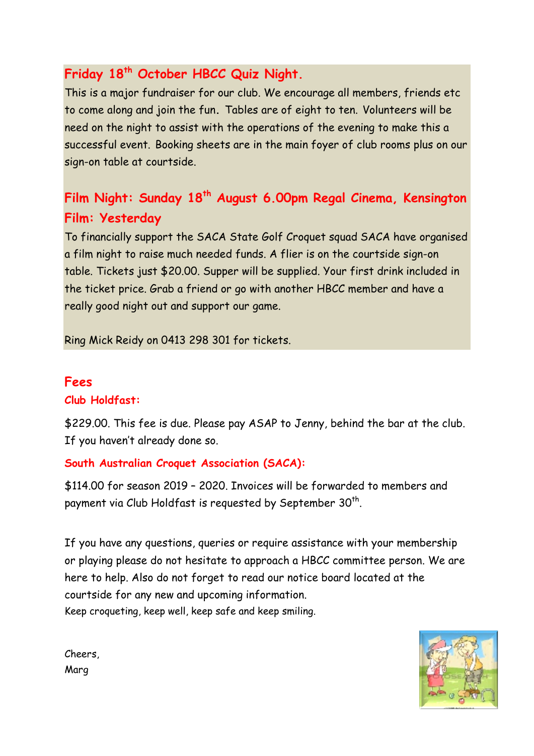## Friday 18th October HBCC Quiz Night.

This is a major fundraiser for our club. We encourage all members, friends etc to come along and join the fun. Tables are of eight to ten. Volunteers will be need on the night to assist with the operations of the evening to make this a successful event. Booking sheets are in the main foyer of club rooms plus on our sign-on table at courtside.

## Film Night: Sunday 18th August 6.00pm Regal Cinema, Kensington Film: Yesterday

To financially support the SACA State Golf Croquet squad SACA have organised a film night to raise much needed funds. A flier is on the courtside sign-on table. Tickets just $20.00. Supper will be supplied. Your first drink included in the ticket price. Grab a friend or go with another HBCC member and have a really good night out and support our game.

Ring Mick Reidy on 0413 298 301 for tickets.

## Fees

### Club Holdfast:

$229.00. This fee is due. Please pay ASAP to Jenny, behind the bar at the club. If you haven't already done so.

### South Australian Croquet Association (SACA):

$114.00 for season 2019 – 2020. Invoices will be forwarded to members and payment via Club Holdfast is requested by September 30th.

If you have any questions, queries or require assistance with your membership or playing please do not hesitate to approach a HBCC committee person. We are here to help. Also do not forget to read our notice board located at the courtside for any new and upcoming information.

Keep croqueting, keep well, keep safe and keep smiling.

Cheers,
Marg